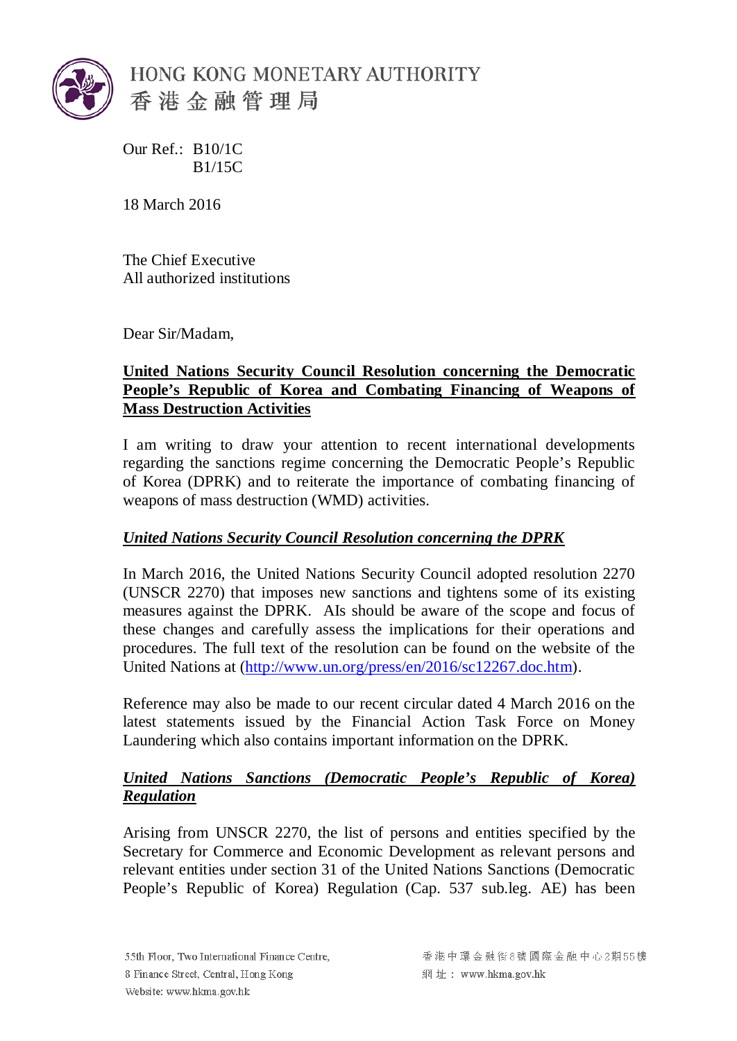HONG KONG MONETARY AUTHORITY
香港金融管理局

Our Ref.: B10/1C
B1/15C

18 March 2016

The Chief Executive
All authorized institutions

Dear Sir/Madam,

**United Nations Security Council Resolution concerning the Democratic People's Republic of Korea and Combating Financing of Weapons of Mass Destruction Activities**

I am writing to draw your attention to recent international developments regarding the sanctions regime concerning the Democratic People's Republic of Korea (DPRK) and to reiterate the importance of combating financing of weapons of mass destruction (WMD) activities.

***United Nations Security Council Resolution concerning the DPRK***

In March 2016, the United Nations Security Council adopted resolution 2270 (UNSCR 2270) that imposes new sanctions and tightens some of its existing measures against the DPRK. AIs should be aware of the scope and focus of these changes and carefully assess the implications for their operations and procedures. The full text of the resolution can be found on the website of the United Nations at (http://www.un.org/press/en/2016/sc12267.doc.htm).

Reference may also be made to our recent circular dated 4 March 2016 on the latest statements issued by the Financial Action Task Force on Money Laundering which also contains important information on the DPRK.

***United Nations Sanctions (Democratic People's Republic of Korea) Regulation***

Arising from UNSCR 2270, the list of persons and entities specified by the Secretary for Commerce and Economic Development as relevant persons and relevant entities under section 31 of the United Nations Sanctions (Democratic People's Republic of Korea) Regulation (Cap. 537 sub.leg. AE) has been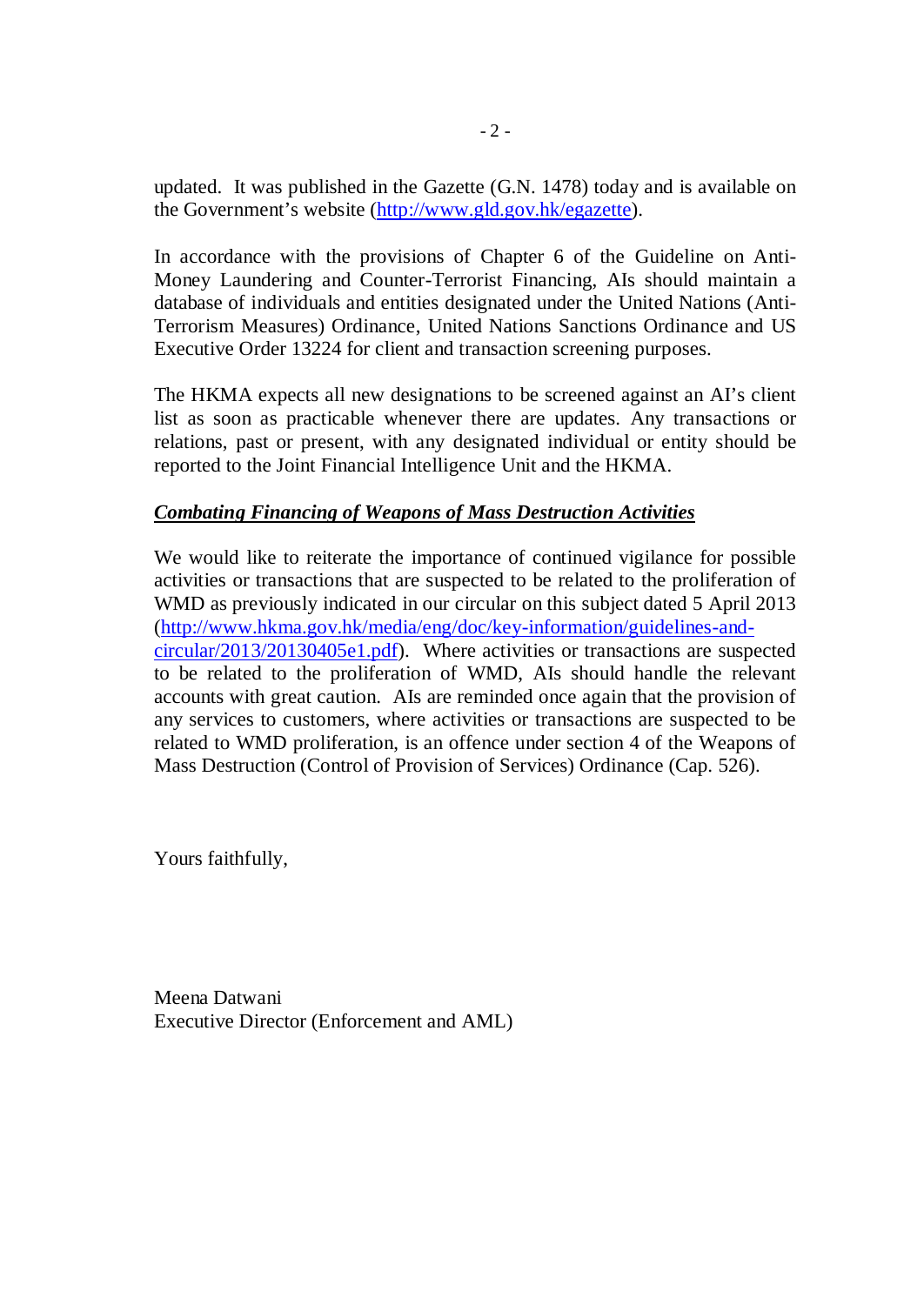updated. It was published in the Gazette (G.N. 1478) today and is available on the Government's website (http://www.gld.gov.hk/egazette).

In accordance with the provisions of Chapter 6 of the Guideline on Anti-Money Laundering and Counter-Terrorist Financing, AIs should maintain a database of individuals and entities designated under the United Nations (Anti-Terrorism Measures) Ordinance, United Nations Sanctions Ordinance and US Executive Order 13224 for client and transaction screening purposes.

The HKMA expects all new designations to be screened against an AI's client list as soon as practicable whenever there are updates. Any transactions or relations, past or present, with any designated individual or entity should be reported to the Joint Financial Intelligence Unit and the HKMA.

***Combating Financing of Weapons of Mass Destruction Activities***

We would like to reiterate the importance of continued vigilance for possible activities or transactions that are suspected to be related to the proliferation of WMD as previously indicated in our circular on this subject dated 5 April 2013 (http://www.hkma.gov.hk/media/eng/doc/key-information/guidelines-and-circular/2013/20130405e1.pdf). Where activities or transactions are suspected to be related to the proliferation of WMD, AIs should handle the relevant accounts with great caution. AIs are reminded once again that the provision of any services to customers, where activities or transactions are suspected to be related to WMD proliferation, is an offence under section 4 of the Weapons of Mass Destruction (Control of Provision of Services) Ordinance (Cap. 526).

Yours faithfully,

Meena Datwani
Executive Director (Enforcement and AML)